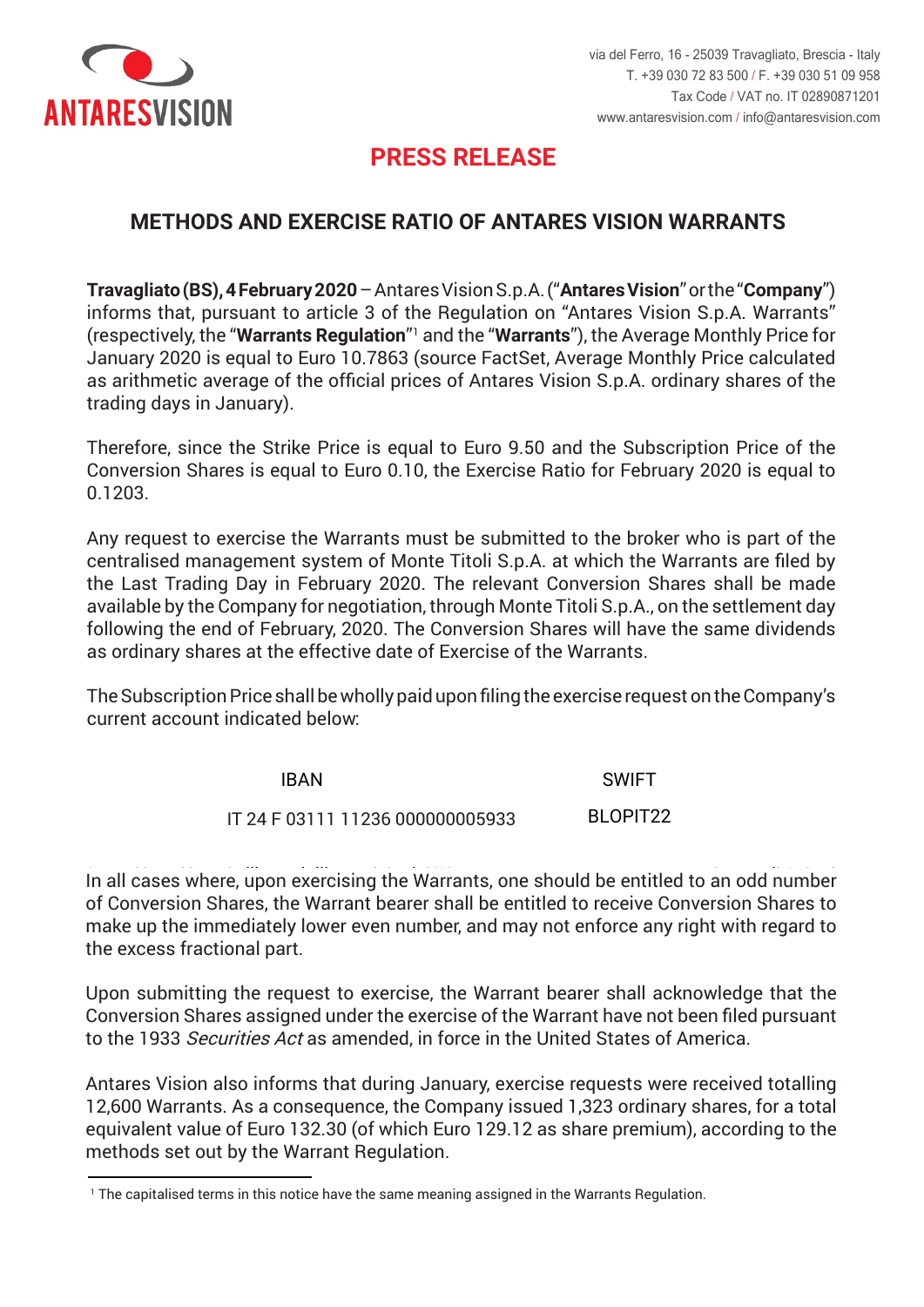ANTARESVISION

via del Ferro, 16 - 25039 Travagliato, Brescia - Italy
T. +39 030 72 83 500 / F. +39 030 51 09 958
Tax Code / VAT no. IT 02890871201
www.antaresvision.com / info@antaresvision.com

# PRESS RELEASE

## METHODS AND EXERCISE RATIO OF ANTARES VISION WARRANTS

**Travagliato (BS), 4 February 2020** – Antares Vision S.p.A. ("**Antares Vision**" or the "**Company**") informs that, pursuant to article 3 of the Regulation on "Antares Vision S.p.A. Warrants" (respectively, the "**Warrants Regulation**"[1] and the "**Warrants**"), the Average Monthly Price for January 2020 is equal to Euro 10.7863 (source FactSet, Average Monthly Price calculated as arithmetic average of the official prices of Antares Vision S.p.A. ordinary shares of the trading days in January).

Therefore, since the Strike Price is equal to Euro 9.50 and the Subscription Price of the Conversion Shares is equal to Euro 0.10, the Exercise Ratio for February 2020 is equal to 0.1203.

Any request to exercise the Warrants must be submitted to the broker who is part of the centralised management system of Monte Titoli S.p.A. at which the Warrants are filed by the Last Trading Day in February 2020. The relevant Conversion Shares shall be made available by the Company for negotiation, through Monte Titoli S.p.A., on the settlement day following the end of February, 2020. The Conversion Shares will have the same dividends as ordinary shares at the effective date of Exercise of the Warrants.

The Subscription Price shall be wholly paid upon filing the exercise request on the Company's current account indicated below:

| IBAN | SWIFT |
| --- | --- |
| IT 24 F 03111 11236 000000005933 | BLOPIT22 |

In all cases where, upon exercising the Warrants, one should be entitled to an odd number of Conversion Shares, the Warrant bearer shall be entitled to receive Conversion Shares to make up the immediately lower even number, and may not enforce any right with regard to the excess fractional part.

Upon submitting the request to exercise, the Warrant bearer shall acknowledge that the Conversion Shares assigned under the exercise of the Warrant have not been filed pursuant to the 1933 *Securities Act* as amended, in force in the United States of America.

Antares Vision also informs that during January, exercise requests were received totalling 12,600 Warrants. As a consequence, the Company issued 1,323 ordinary shares, for a total equivalent value of Euro 132.30 (of which Euro 129.12 as share premium), according to the methods set out by the Warrant Regulation.

[1] The capitalised terms in this notice have the same meaning assigned in the Warrants Regulation.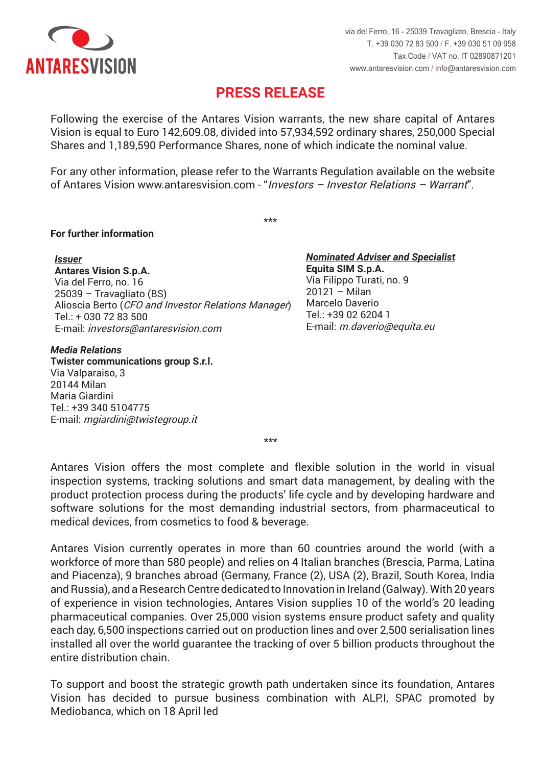# PRESS RELEASE

Following the exercise of the Antares Vision warrants, the new share capital of Antares Vision is equal to Euro 142,609.08, divided into 57,934,592 ordinary shares, 250,000 Special Shares and 1,189,590 Performance Shares, none of which indicate the nominal value.

For any other information, please refer to the Warrants Regulation available on the website of Antares Vision www.antaresvision.com - "*Investors – Investor Relations – Warrant*".

***

**For further information**

***Issuer***
**Antares Vision S.p.A.**
Via del Ferro, no. 16
25039 – Travagliato (BS)
Alioscia Berto (*CFO and Investor Relations Manager*)
Tel.: + 030 72 83 500
E-mail: *investors@antaresvision.com*

***Nominated Adviser and Specialist***
**Equita SIM S.p.A.**
Via Filippo Turati, no. 9
20121 – Milan
Marcelo Daverio
Tel.: +39 02 6204 1
E-mail: *m.daverio@equita.eu*

***Media Relations***
**Twister communications group S.r.l.**
Via Valparaiso, 3
20144 Milan
Maria Giardini
Tel.: +39 340 5104775
E-mail: *mgiardini@twistegroup.it*

***

Antares Vision offers the most complete and flexible solution in the world in visual inspection systems, tracking solutions and smart data management, by dealing with the product protection process during the products' life cycle and by developing hardware and software solutions for the most demanding industrial sectors, from pharmaceutical to medical devices, from cosmetics to food & beverage.

Antares Vision currently operates in more than 60 countries around the world (with a workforce of more than 580 people) and relies on 4 Italian branches (Brescia, Parma, Latina and Piacenza), 9 branches abroad (Germany, France (2), USA (2), Brazil, South Korea, India and Russia), and a Research Centre dedicated to Innovation in Ireland (Galway). With 20 years of experience in vision technologies, Antares Vision supplies 10 of the world's 20 leading pharmaceutical companies. Over 25,000 vision systems ensure product safety and quality each day, 6,500 inspections carried out on production lines and over 2,500 serialisation lines installed all over the world guarantee the tracking of over 5 billion products throughout the entire distribution chain.

To support and boost the strategic growth path undertaken since its foundation, Antares Vision has decided to pursue business combination with ALP.I, SPAC promoted by Mediobanca, which on 18 April led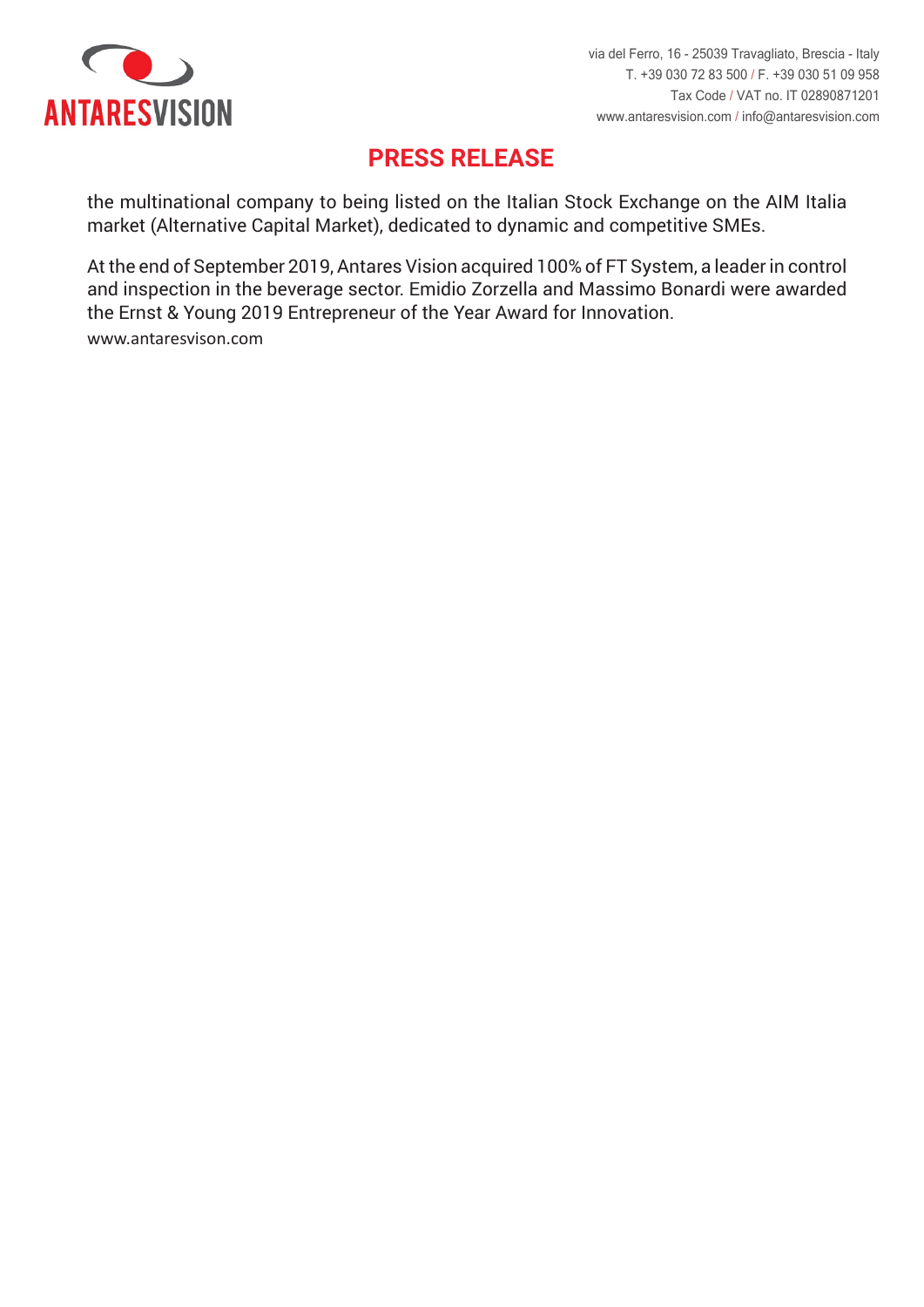the multinational company to being listed on the Italian Stock Exchange on the AIM Italia market (Alternative Capital Market), dedicated to dynamic and competitive SMEs.

At the end of September 2019, Antares Vision acquired 100% of FT System, a leader in control and inspection in the beverage sector. Emidio Zorzella and Massimo Bonardi were awarded the Ernst & Young 2019 Entrepreneur of the Year Award for Innovation.

www.antaresvison.com